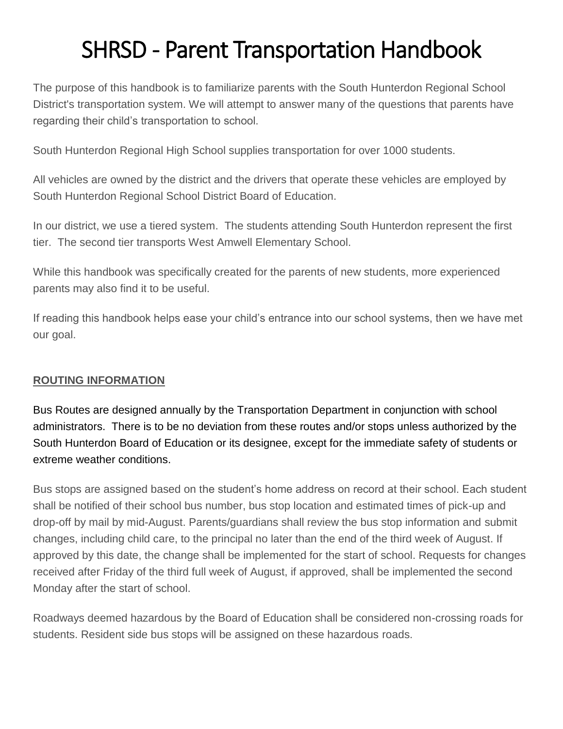# SHRSD - Parent Transportation Handbook

The purpose of this handbook is to familiarize parents with the South Hunterdon Regional School District's transportation system. We will attempt to answer many of the questions that parents have regarding their child's transportation to school.

South Hunterdon Regional High School supplies transportation for over 1000 students.

All vehicles are owned by the district and the drivers that operate these vehicles are employed by South Hunterdon Regional School District Board of Education.

In our district, we use a tiered system. The students attending South Hunterdon represent the first tier. The second tier transports West Amwell Elementary School.

While this handbook was specifically created for the parents of new students, more experienced parents may also find it to be useful.

If reading this handbook helps ease your child's entrance into our school systems, then we have met our goal.

## ROUTING INFORMATION

Bus Routes are designed annually by the Transportation Department in conjunction with school administrators. There is to be no deviation from these routes and/or stops unless authorized by the South Hunterdon Board of Education or its designee, except for the immediate safety of students or extreme weather conditions.

Bus stops are assigned based on the student's home address on record at their school. Each student shall be notified of their school bus number, bus stop location and estimated times of pick-up and drop-off by mail by mid-August. Parents/guardians shall review the bus stop information and submit changes, including child care, to the principal no later than the end of the third week of August. If approved by this date, the change shall be implemented for the start of school. Requests for changes received after Friday of the third full week of August, if approved, shall be implemented the second Monday after the start of school.

Roadways deemed hazardous by the Board of Education shall be considered non-crossing roads for students. Resident side bus stops will be assigned on these hazardous roads.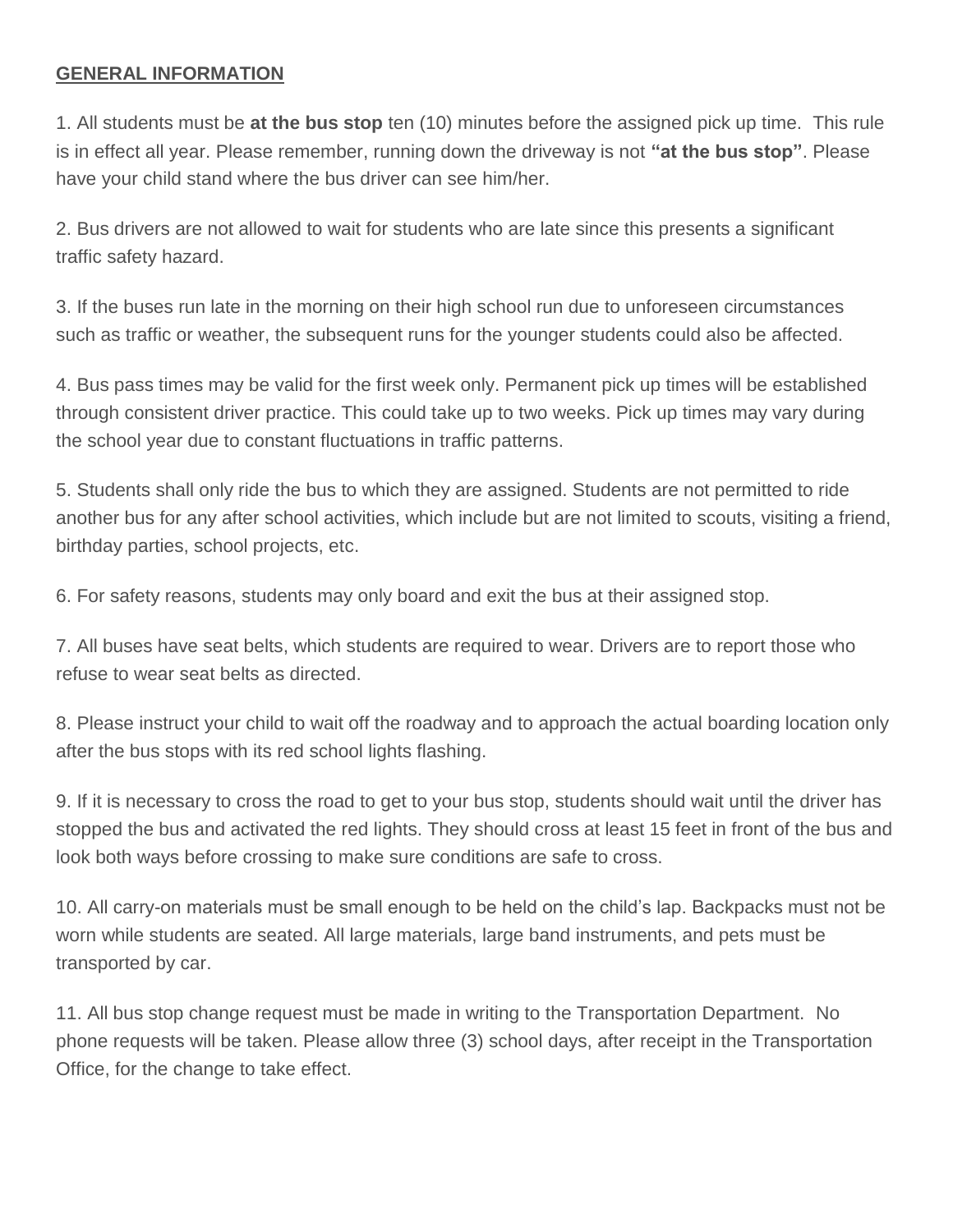## **GENERAL INFORMATION**

1. All students must be **at the bus stop** ten (10) minutes before the assigned pick up time. This rule is in effect all year. Please remember, running down the driveway is not **"at the bus stop"**. Please have your child stand where the bus driver can see him/her.

2. Bus drivers are not allowed to wait for students who are late since this presents a significant traffic safety hazard.

3. If the buses run late in the morning on their high school run due to unforeseen circumstances such as traffic or weather, the subsequent runs for the younger students could also be affected.

4. Bus pass times may be valid for the first week only. Permanent pick up times will be established through consistent driver practice. This could take up to two weeks. Pick up times may vary during the school year due to constant fluctuations in traffic patterns.

5. Students shall only ride the bus to which they are assigned. Students are not permitted to ride another bus for any after school activities, which include but are not limited to scouts, visiting a friend, birthday parties, school projects, etc.

6. For safety reasons, students may only board and exit the bus at their assigned stop.

7. All buses have seat belts, which students are required to wear. Drivers are to report those who refuse to wear seat belts as directed.

8. Please instruct your child to wait off the roadway and to approach the actual boarding location only after the bus stops with its red school lights flashing.

9. If it is necessary to cross the road to get to your bus stop, students should wait until the driver has stopped the bus and activated the red lights. They should cross at least 15 feet in front of the bus and look both ways before crossing to make sure conditions are safe to cross.

10. All carry-on materials must be small enough to be held on the child's lap. Backpacks must not be worn while students are seated. All large materials, large band instruments, and pets must be transported by car.

11. All bus stop change request must be made in writing to the Transportation Department. No phone requests will be taken. Please allow three (3) school days, after receipt in the Transportation Office, for the change to take effect.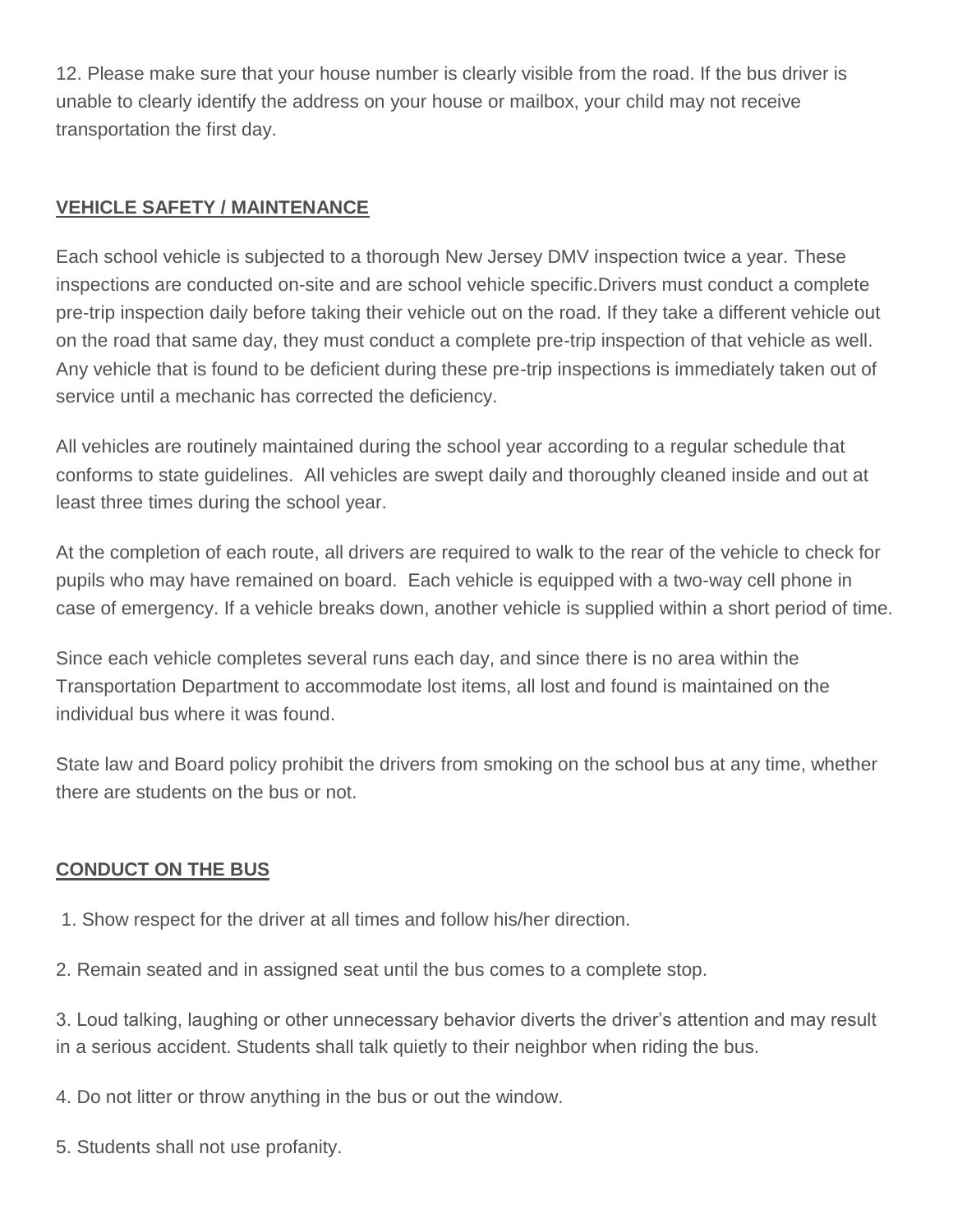12. Please make sure that your house number is clearly visible from the road. If the bus driver is unable to clearly identify the address on your house or mailbox, your child may not receive transportation the first day.

## **VEHICLE SAFETY / MAINTENANCE**

Each school vehicle is subjected to a thorough New Jersey DMV inspection twice a year. These inspections are conducted on-site and are school vehicle specific.Drivers must conduct a complete pre-trip inspection daily before taking their vehicle out on the road. If they take a different vehicle out on the road that same day, they must conduct a complete pre-trip inspection of that vehicle as well. Any vehicle that is found to be deficient during these pre-trip inspections is immediately taken out of service until a mechanic has corrected the deficiency.

All vehicles are routinely maintained during the school year according to a regular schedule that conforms to state guidelines. All vehicles are swept daily and thoroughly cleaned inside and out at least three times during the school year.

At the completion of each route, all drivers are required to walk to the rear of the vehicle to check for pupils who may have remained on board. Each vehicle is equipped with a two-way cell phone in case of emergency. If a vehicle breaks down, another vehicle is supplied within a short period of time.

Since each vehicle completes several runs each day, and since there is no area within the Transportation Department to accommodate lost items, all lost and found is maintained on the individual bus where it was found.

State law and Board policy prohibit the drivers from smoking on the school bus at any time, whether there are students on the bus or not.

## **CONDUCT ON THE BUS**

1. Show respect for the driver at all times and follow his/her direction.

2. Remain seated and in assigned seat until the bus comes to a complete stop.

3. Loud talking, laughing or other unnecessary behavior diverts the driver's attention and may result in a serious accident. Students shall talk quietly to their neighbor when riding the bus.

4. Do not litter or throw anything in the bus or out the window.

5. Students shall not use profanity.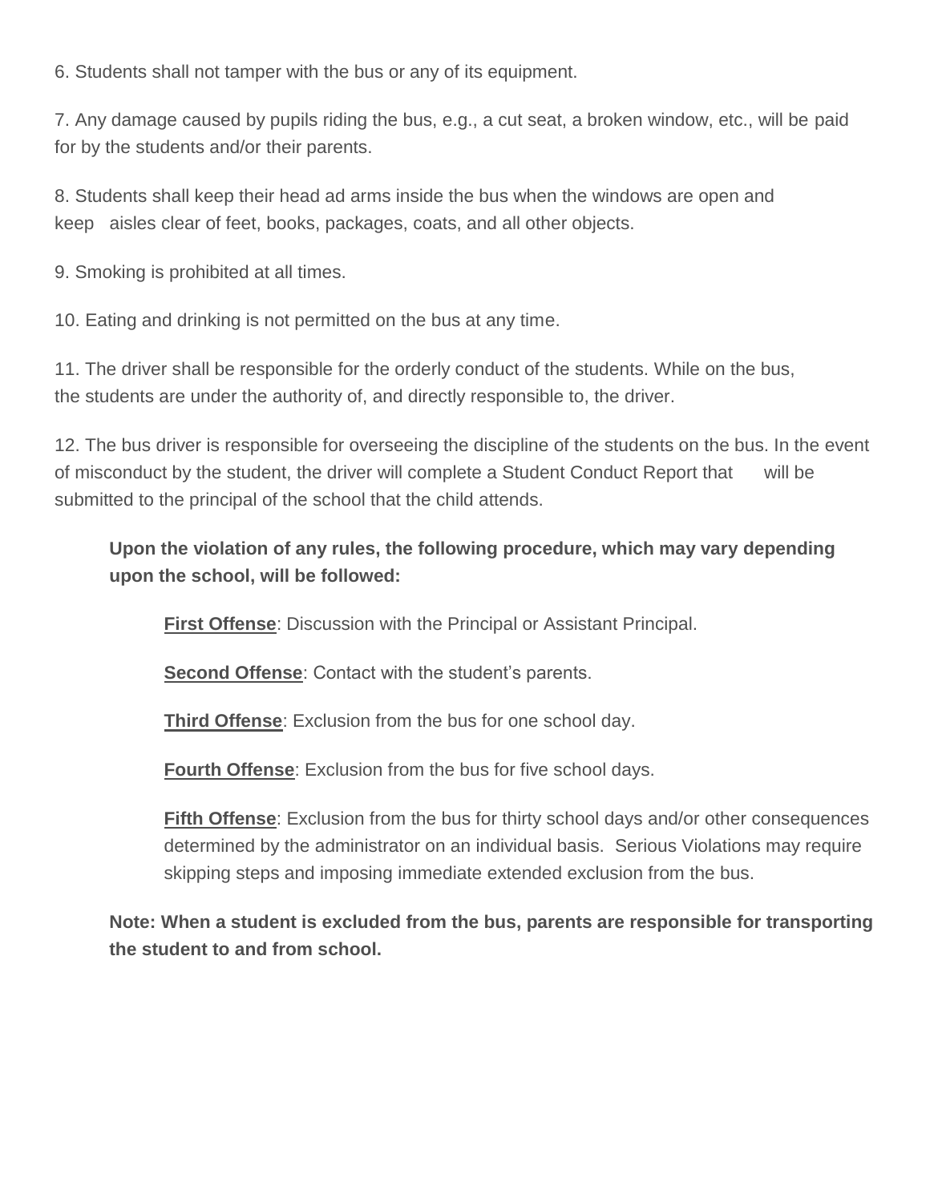6. Students shall not tamper with the bus or any of its equipment.

7. Any damage caused by pupils riding the bus, e.g., a cut seat, a broken window, etc., will be paid for by the students and/or their parents.

8. Students shall keep their head ad arms inside the bus when the windows are open and keep aisles clear of feet, books, packages, coats, and all other objects.

9. Smoking is prohibited at all times.

10. Eating and drinking is not permitted on the bus at any time.

11. The driver shall be responsible for the orderly conduct of the students. While on the bus, the students are under the authority of, and directly responsible to, the driver.

12. The bus driver is responsible for overseeing the discipline of the students on the bus. In the event of misconduct by the student, the driver will complete a Student Conduct Report that will be submitted to the principal of the school that the child attends.

> **Upon the violation of any rules, the following procedure, which may vary depending upon the school, will be followed:**
>
> **First Offense**: Discussion with the Principal or Assistant Principal.
>
> **Second Offense**: Contact with the student's parents.
>
> **Third Offense**: Exclusion from the bus for one school day.
>
> **Fourth Offense**: Exclusion from the bus for five school days.
>
> **Fifth Offense**: Exclusion from the bus for thirty school days and/or other consequences determined by the administrator on an individual basis. Serious Violations may require skipping steps and imposing immediate extended exclusion from the bus.
>
> **Note: When a student is excluded from the bus, parents are responsible for transporting the student to and from school.**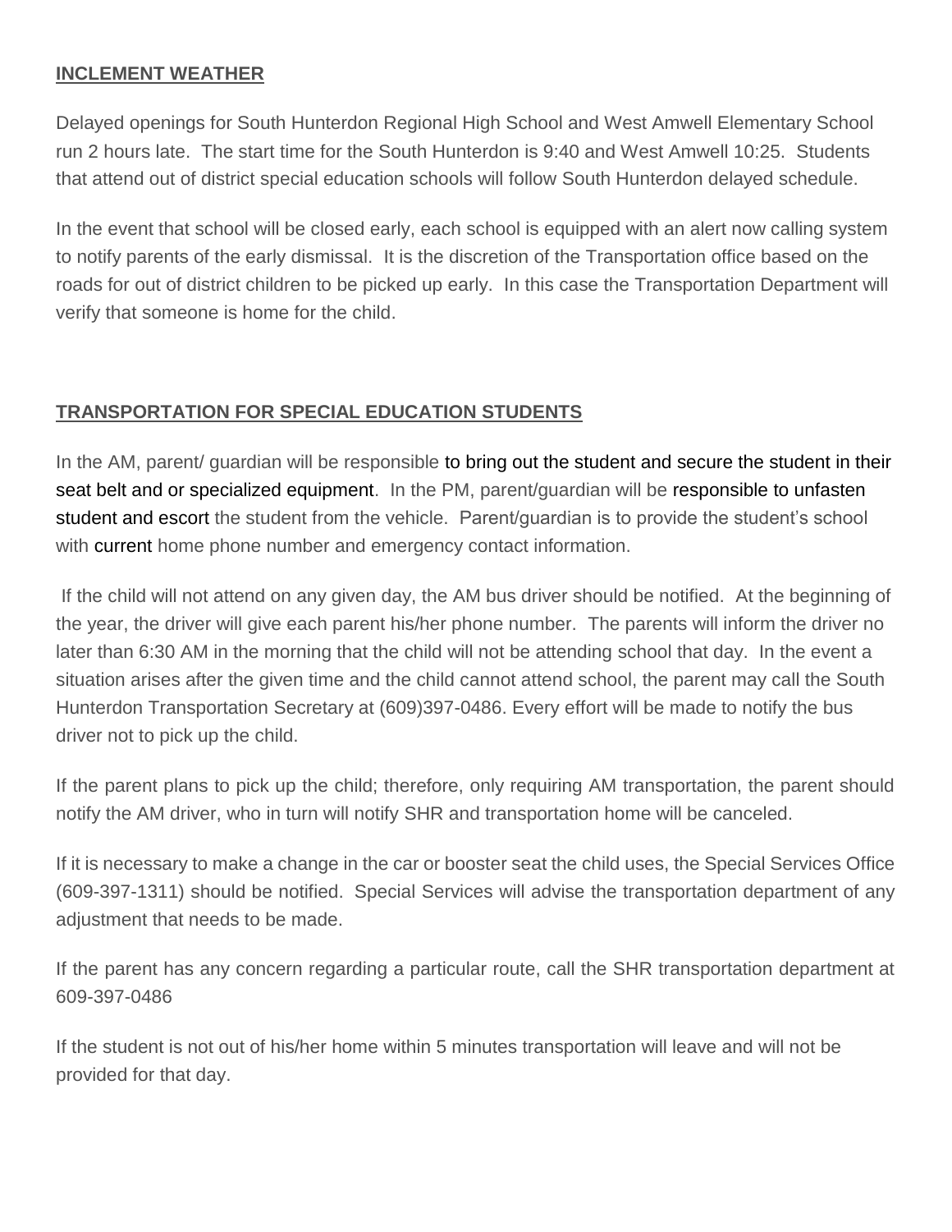## INCLEMENT WEATHER

Delayed openings for South Hunterdon Regional High School and West Amwell Elementary School run 2 hours late. The start time for the South Hunterdon is 9:40 and West Amwell 10:25. Students that attend out of district special education schools will follow South Hunterdon delayed schedule.

In the event that school will be closed early, each school is equipped with an alert now calling system to notify parents of the early dismissal. It is the discretion of the Transportation office based on the roads for out of district children to be picked up early. In this case the Transportation Department will verify that someone is home for the child.

## TRANSPORTATION FOR SPECIAL EDUCATION STUDENTS

In the AM, parent/ guardian will be responsible to bring out the student and secure the student in their seat belt and or specialized equipment. In the PM, parent/guardian will be responsible to unfasten student and escort the student from the vehicle. Parent/guardian is to provide the student's school with current home phone number and emergency contact information.

If the child will not attend on any given day, the AM bus driver should be notified. At the beginning of the year, the driver will give each parent his/her phone number. The parents will inform the driver no later than 6:30 AM in the morning that the child will not be attending school that day. In the event a situation arises after the given time and the child cannot attend school, the parent may call the South Hunterdon Transportation Secretary at (609)397-0486. Every effort will be made to notify the bus driver not to pick up the child.

If the parent plans to pick up the child; therefore, only requiring AM transportation, the parent should notify the AM driver, who in turn will notify SHR and transportation home will be canceled.

If it is necessary to make a change in the car or booster seat the child uses, the Special Services Office (609-397-1311) should be notified. Special Services will advise the transportation department of any adjustment that needs to be made.

If the parent has any concern regarding a particular route, call the SHR transportation department at 609-397-0486

If the student is not out of his/her home within 5 minutes transportation will leave and will not be provided for that day.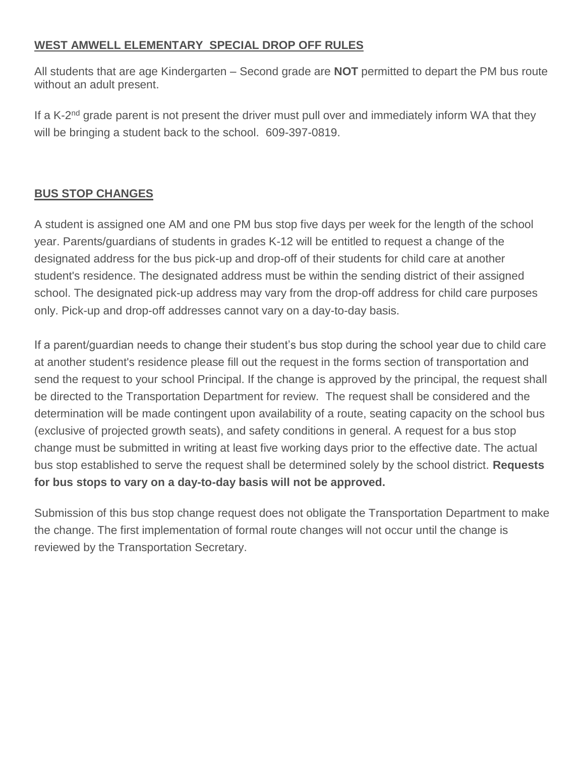## WEST AMWELL ELEMENTARY SPECIAL DROP OFF RULES

All students that are age Kindergarten – Second grade are **NOT** permitted to depart the PM bus route without an adult present.

If a K-2nd grade parent is not present the driver must pull over and immediately inform WA that they will be bringing a student back to the school. 609-397-0819.

## BUS STOP CHANGES

A student is assigned one AM and one PM bus stop five days per week for the length of the school year. Parents/guardians of students in grades K-12 will be entitled to request a change of the designated address for the bus pick-up and drop-off of their students for child care at another student's residence. The designated address must be within the sending district of their assigned school. The designated pick-up address may vary from the drop-off address for child care purposes only. Pick-up and drop-off addresses cannot vary on a day-to-day basis.

If a parent/guardian needs to change their student's bus stop during the school year due to child care at another student's residence please fill out the request in the forms section of transportation and send the request to your school Principal. If the change is approved by the principal, the request shall be directed to the Transportation Department for review. The request shall be considered and the determination will be made contingent upon availability of a route, seating capacity on the school bus (exclusive of projected growth seats), and safety conditions in general. A request for a bus stop change must be submitted in writing at least five working days prior to the effective date. The actual bus stop established to serve the request shall be determined solely by the school district. **Requests for bus stops to vary on a day-to-day basis will not be approved.**

Submission of this bus stop change request does not obligate the Transportation Department to make the change. The first implementation of formal route changes will not occur until the change is reviewed by the Transportation Secretary.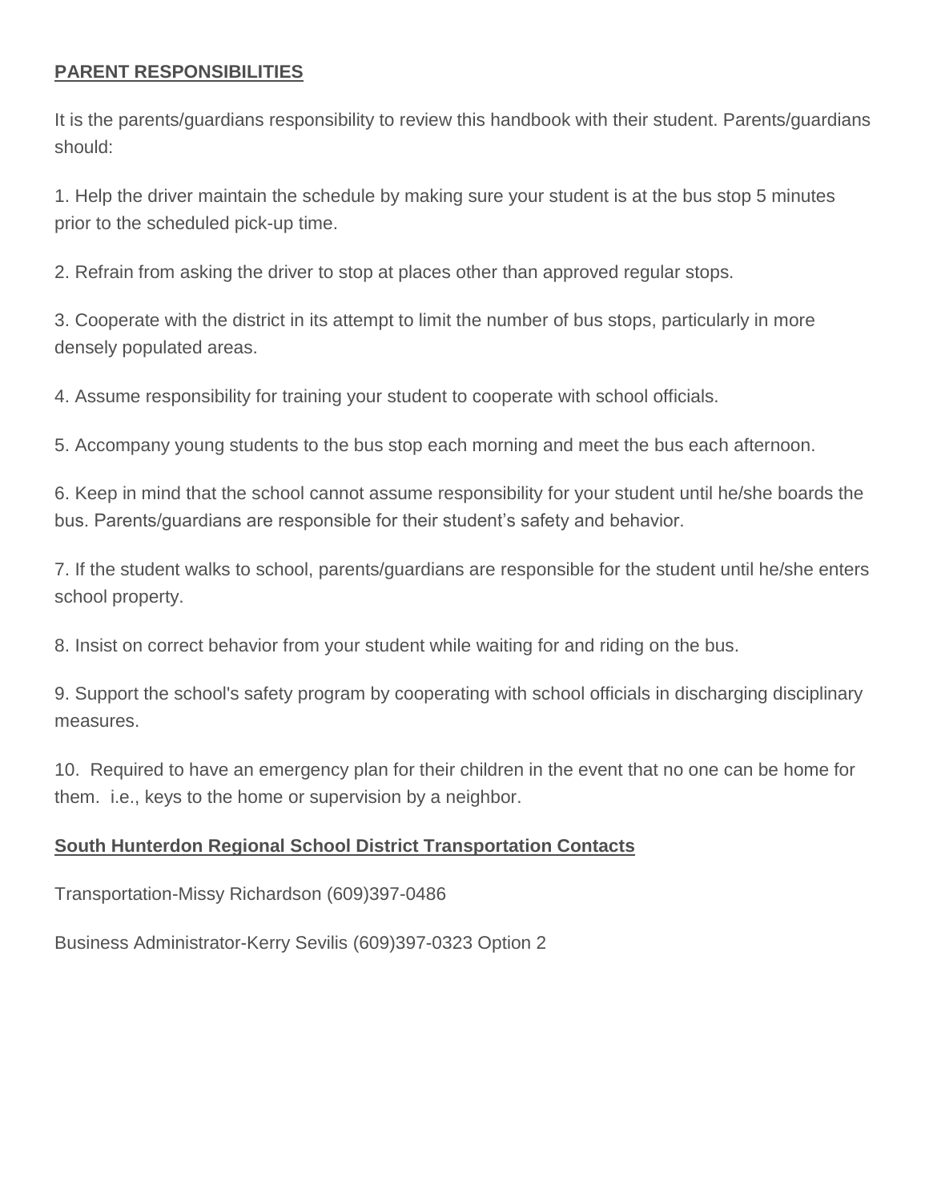**PARENT RESPONSIBILITIES**

It is the parents/guardians responsibility to review this handbook with their student. Parents/guardians should:

1. Help the driver maintain the schedule by making sure your student is at the bus stop 5 minutes prior to the scheduled pick-up time.

2. Refrain from asking the driver to stop at places other than approved regular stops.

3. Cooperate with the district in its attempt to limit the number of bus stops, particularly in more densely populated areas.

4. Assume responsibility for training your student to cooperate with school officials.

5. Accompany young students to the bus stop each morning and meet the bus each afternoon.

6. Keep in mind that the school cannot assume responsibility for your student until he/she boards the bus. Parents/guardians are responsible for their student's safety and behavior.

7. If the student walks to school, parents/guardians are responsible for the student until he/she enters school property.

8. Insist on correct behavior from your student while waiting for and riding on the bus.

9. Support the school's safety program by cooperating with school officials in discharging disciplinary measures.

10. Required to have an emergency plan for their children in the event that no one can be home for them. i.e., keys to the home or supervision by a neighbor.

**South Hunterdon Regional School District Transportation Contacts**

Transportation-Missy Richardson (609)397-0486

Business Administrator-Kerry Sevilis (609)397-0323 Option 2